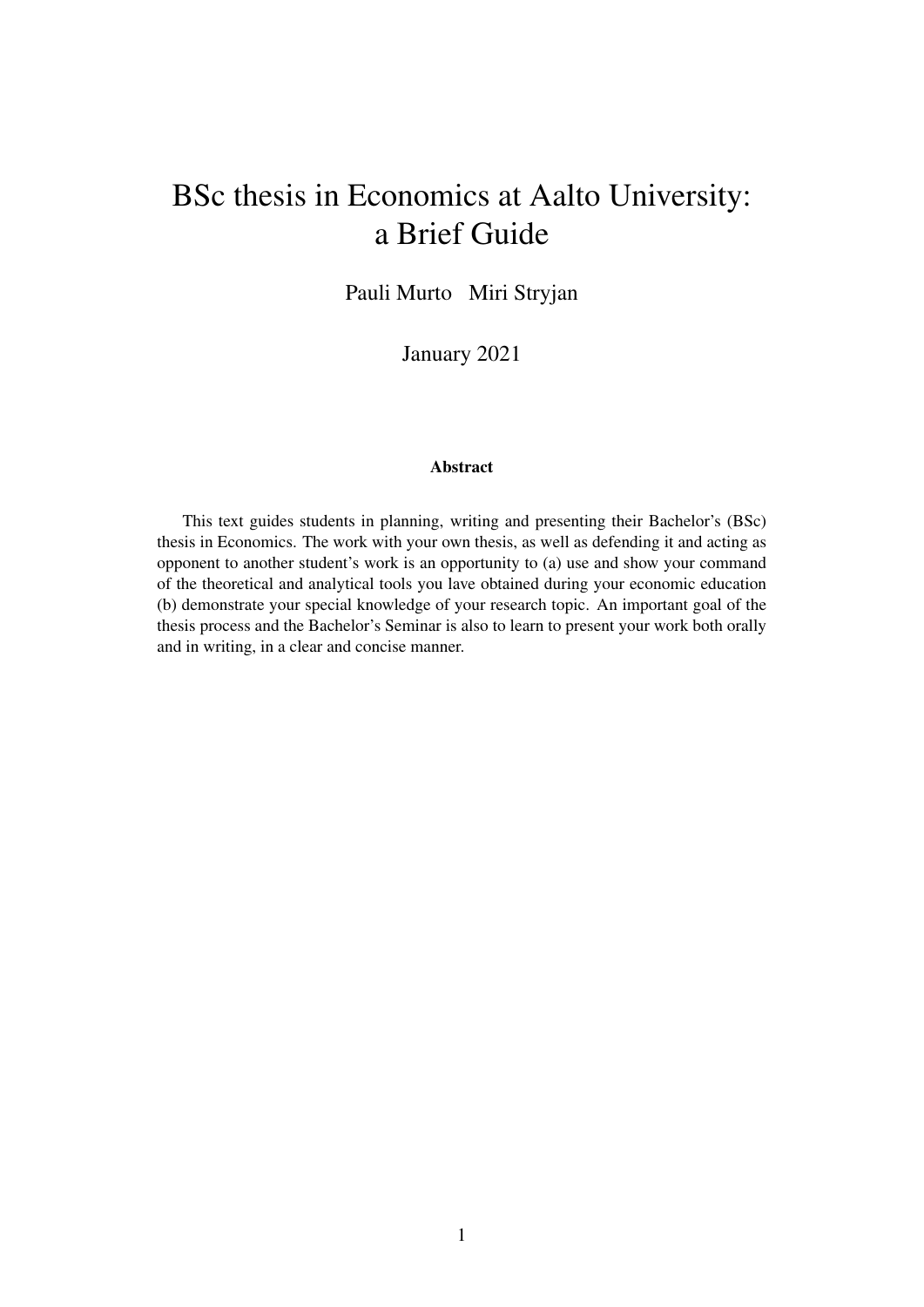# BSc thesis in Economics at Aalto University: a Brief Guide

Pauli Murto   Miri Stryjan

January 2021

**Abstract**

This text guides students in planning, writing and presenting their Bachelor's (BSc) thesis in Economics. The work with your own thesis, as well as defending it and acting as opponent to another student's work is an opportunity to (a) use and show your command of the theoretical and analytical tools you lave obtained during your economic education (b) demonstrate your special knowledge of your research topic. An important goal of the thesis process and the Bachelor's Seminar is also to learn to present your work both orally and in writing, in a clear and concise manner.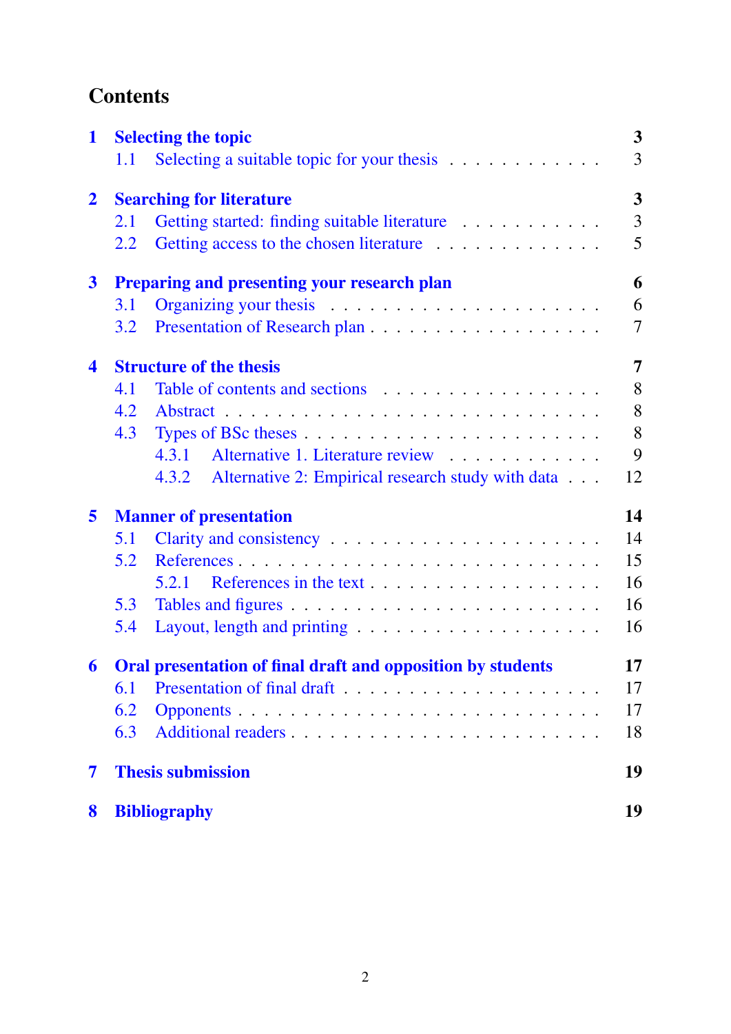# Contents

**1 Selecting the topic** — **3**
- 1.1 Selecting a suitable topic for your thesis — 3

**2 Searching for literature** — **3**
- 2.1 Getting started: finding suitable literature — 3
- 2.2 Getting access to the chosen literature — 5

**3 Preparing and presenting your research plan** — **6**
- 3.1 Organizing your thesis — 6
- 3.2 Presentation of Research plan — 7

**4 Structure of the thesis** — **7**
- 4.1 Table of contents and sections — 8
- 4.2 Abstract — 8
- 4.3 Types of BSc theses — 8
  - 4.3.1 Alternative 1. Literature review — 9
  - 4.3.2 Alternative 2: Empirical research study with data — 12

**5 Manner of presentation** — **14**
- 5.1 Clarity and consistency — 14
- 5.2 References — 15
  - 5.2.1 References in the text — 16
- 5.3 Tables and figures — 16
- 5.4 Layout, length and printing — 16

**6 Oral presentation of final draft and opposition by students** — **17**
- 6.1 Presentation of final draft — 17
- 6.2 Opponents — 17
- 6.3 Additional readers — 18

**7 Thesis submission** — **19**

**8 Bibliography** — **19**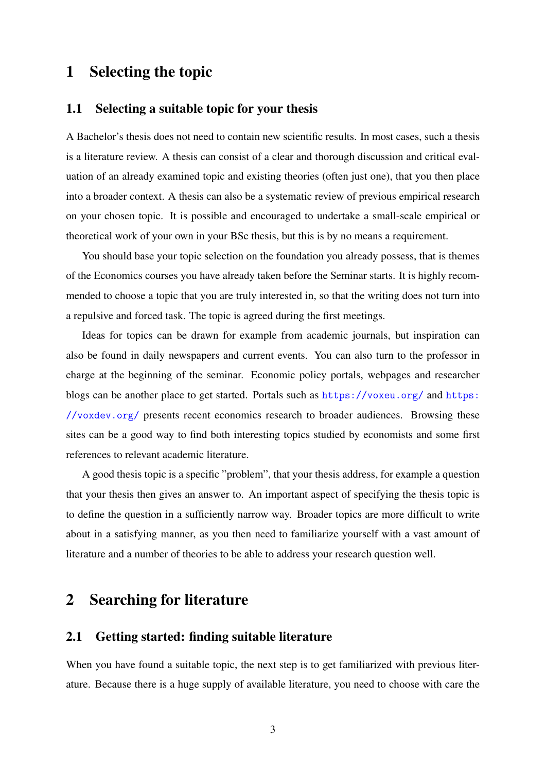# 1 Selecting the topic

## 1.1 Selecting a suitable topic for your thesis

A Bachelor's thesis does not need to contain new scientific results. In most cases, such a thesis is a literature review. A thesis can consist of a clear and thorough discussion and critical evaluation of an already examined topic and existing theories (often just one), that you then place into a broader context. A thesis can also be a systematic review of previous empirical research on your chosen topic. It is possible and encouraged to undertake a small-scale empirical or theoretical work of your own in your BSc thesis, but this is by no means a requirement.

You should base your topic selection on the foundation you already possess, that is themes of the Economics courses you have already taken before the Seminar starts. It is highly recommended to choose a topic that you are truly interested in, so that the writing does not turn into a repulsive and forced task. The topic is agreed during the first meetings.

Ideas for topics can be drawn for example from academic journals, but inspiration can also be found in daily newspapers and current events. You can also turn to the professor in charge at the beginning of the seminar. Economic policy portals, webpages and researcher blogs can be another place to get started. Portals such as https://voxeu.org/ and https://voxdev.org/ presents recent economics research to broader audiences. Browsing these sites can be a good way to find both interesting topics studied by economists and some first references to relevant academic literature.

A good thesis topic is a specific "problem", that your thesis address, for example a question that your thesis then gives an answer to. An important aspect of specifying the thesis topic is to define the question in a sufficiently narrow way. Broader topics are more difficult to write about in a satisfying manner, as you then need to familiarize yourself with a vast amount of literature and a number of theories to be able to address your research question well.

# 2 Searching for literature

## 2.1 Getting started: finding suitable literature

When you have found a suitable topic, the next step is to get familiarized with previous literature. Because there is a huge supply of available literature, you need to choose with care the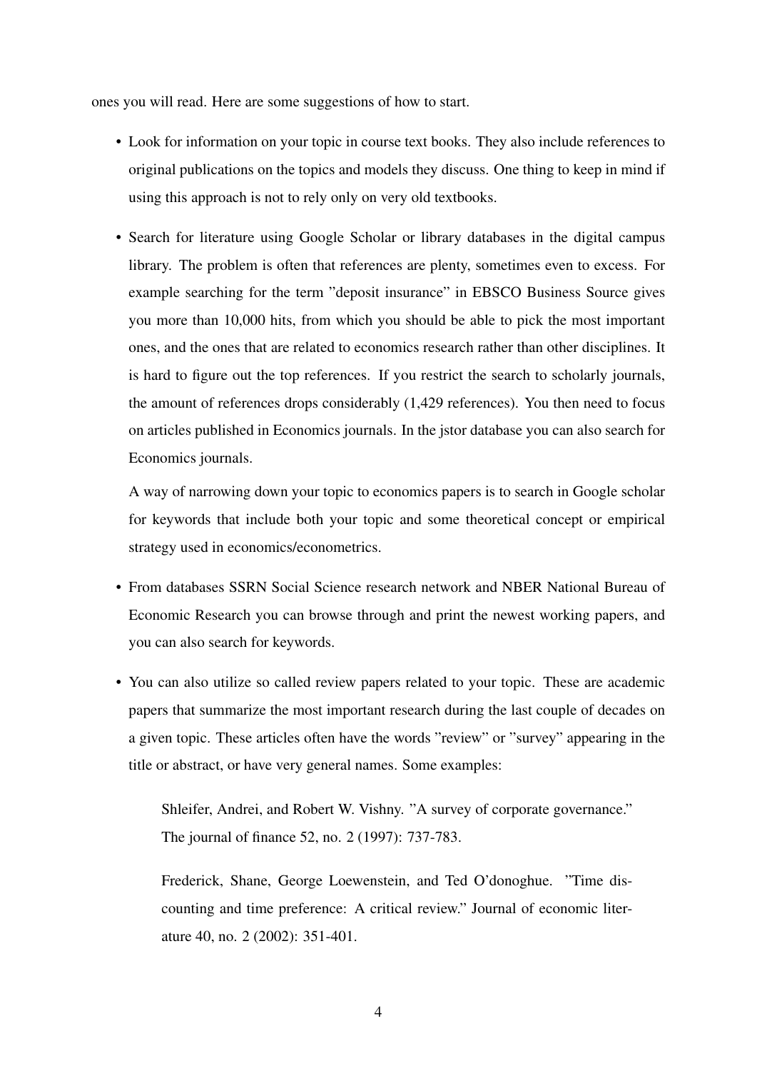ones you will read. Here are some suggestions of how to start.

- Look for information on your topic in course text books. They also include references to original publications on the topics and models they discuss. One thing to keep in mind if using this approach is not to rely only on very old textbooks.

- Search for literature using Google Scholar or library databases in the digital campus library. The problem is often that references are plenty, sometimes even to excess. For example searching for the term "deposit insurance" in EBSCO Business Source gives you more than 10,000 hits, from which you should be able to pick the most important ones, and the ones that are related to economics research rather than other disciplines. It is hard to figure out the top references. If you restrict the search to scholarly journals, the amount of references drops considerably (1,429 references). You then need to focus on articles published in Economics journals. In the jstor database you can also search for Economics journals.

  A way of narrowing down your topic to economics papers is to search in Google scholar for keywords that include both your topic and some theoretical concept or empirical strategy used in economics/econometrics.

- From databases SSRN Social Science research network and NBER National Bureau of Economic Research you can browse through and print the newest working papers, and you can also search for keywords.

- You can also utilize so called review papers related to your topic. These are academic papers that summarize the most important research during the last couple of decades on a given topic. These articles often have the words "review" or "survey" appearing in the title or abstract, or have very general names. Some examples:

  > Shleifer, Andrei, and Robert W. Vishny. "A survey of corporate governance." The journal of finance 52, no. 2 (1997): 737-783.
  >
  > Frederick, Shane, George Loewenstein, and Ted O'donoghue. "Time discounting and time preference: A critical review." Journal of economic literature 40, no. 2 (2002): 351-401.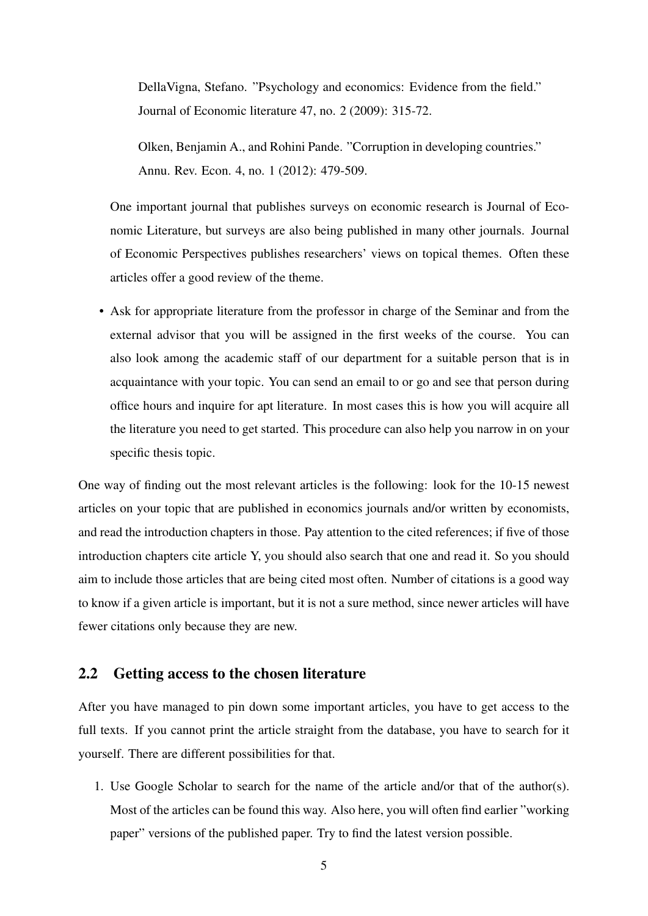DellaVigna, Stefano. "Psychology and economics: Evidence from the field." Journal of Economic literature 47, no. 2 (2009): 315-72.

Olken, Benjamin A., and Rohini Pande. "Corruption in developing countries." Annu. Rev. Econ. 4, no. 1 (2012): 479-509.

One important journal that publishes surveys on economic research is Journal of Economic Literature, but surveys are also being published in many other journals. Journal of Economic Perspectives publishes researchers' views on topical themes. Often these articles offer a good review of the theme.

- Ask for appropriate literature from the professor in charge of the Seminar and from the external advisor that you will be assigned in the first weeks of the course. You can also look among the academic staff of our department for a suitable person that is in acquaintance with your topic. You can send an email to or go and see that person during office hours and inquire for apt literature. In most cases this is how you will acquire all the literature you need to get started. This procedure can also help you narrow in on your specific thesis topic.

One way of finding out the most relevant articles is the following: look for the 10-15 newest articles on your topic that are published in economics journals and/or written by economists, and read the introduction chapters in those. Pay attention to the cited references; if five of those introduction chapters cite article Y, you should also search that one and read it. So you should aim to include those articles that are being cited most often. Number of citations is a good way to know if a given article is important, but it is not a sure method, since newer articles will have fewer citations only because they are new.

## 2.2 Getting access to the chosen literature

After you have managed to pin down some important articles, you have to get access to the full texts. If you cannot print the article straight from the database, you have to search for it yourself. There are different possibilities for that.

1. Use Google Scholar to search for the name of the article and/or that of the author(s). Most of the articles can be found this way. Also here, you will often find earlier "working paper" versions of the published paper. Try to find the latest version possible.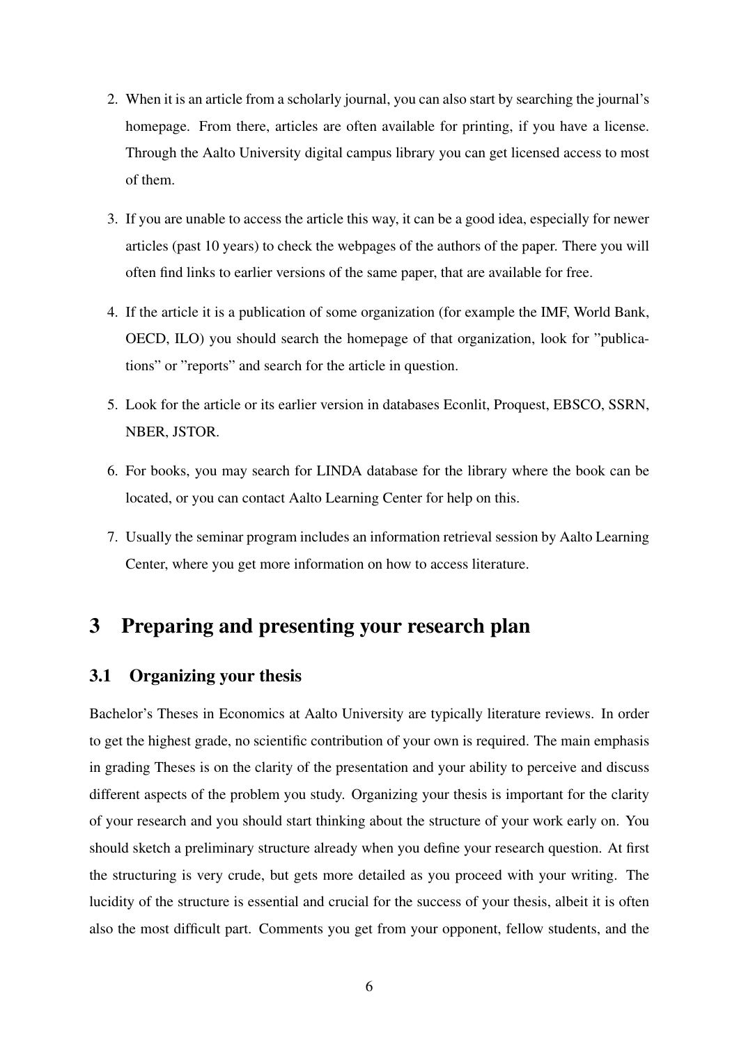2. When it is an article from a scholarly journal, you can also start by searching the journal's homepage. From there, articles are often available for printing, if you have a license. Through the Aalto University digital campus library you can get licensed access to most of them.

3. If you are unable to access the article this way, it can be a good idea, especially for newer articles (past 10 years) to check the webpages of the authors of the paper. There you will often find links to earlier versions of the same paper, that are available for free.

4. If the article it is a publication of some organization (for example the IMF, World Bank, OECD, ILO) you should search the homepage of that organization, look for "publications" or "reports" and search for the article in question.

5. Look for the article or its earlier version in databases Econlit, Proquest, EBSCO, SSRN, NBER, JSTOR.

6. For books, you may search for LINDA database for the library where the book can be located, or you can contact Aalto Learning Center for help on this.

7. Usually the seminar program includes an information retrieval session by Aalto Learning Center, where you get more information on how to access literature.

# 3 Preparing and presenting your research plan

## 3.1 Organizing your thesis

Bachelor's Theses in Economics at Aalto University are typically literature reviews. In order to get the highest grade, no scientific contribution of your own is required. The main emphasis in grading Theses is on the clarity of the presentation and your ability to perceive and discuss different aspects of the problem you study. Organizing your thesis is important for the clarity of your research and you should start thinking about the structure of your work early on. You should sketch a preliminary structure already when you define your research question. At first the structuring is very crude, but gets more detailed as you proceed with your writing. The lucidity of the structure is essential and crucial for the success of your thesis, albeit it is often also the most difficult part. Comments you get from your opponent, fellow students, and the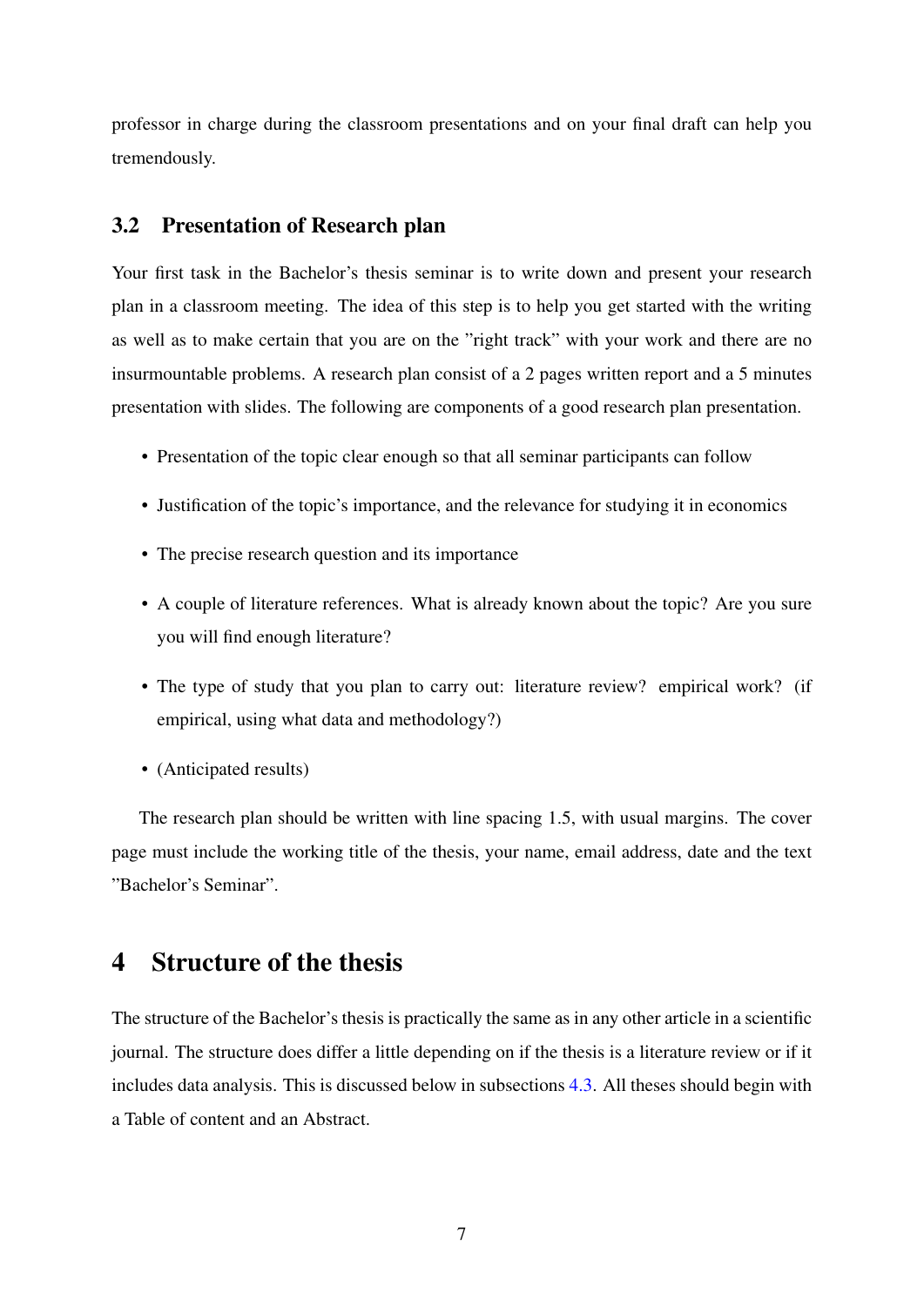professor in charge during the classroom presentations and on your final draft can help you tremendously.

### 3.2 Presentation of Research plan

Your first task in the Bachelor's thesis seminar is to write down and present your research plan in a classroom meeting. The idea of this step is to help you get started with the writing as well as to make certain that you are on the "right track" with your work and there are no insurmountable problems. A research plan consist of a 2 pages written report and a 5 minutes presentation with slides. The following are components of a good research plan presentation.

- Presentation of the topic clear enough so that all seminar participants can follow
- Justification of the topic's importance, and the relevance for studying it in economics
- The precise research question and its importance
- A couple of literature references. What is already known about the topic? Are you sure you will find enough literature?
- The type of study that you plan to carry out: literature review? empirical work? (if empirical, using what data and methodology?)
- (Anticipated results)

The research plan should be written with line spacing 1.5, with usual margins. The cover page must include the working title of the thesis, your name, email address, date and the text "Bachelor's Seminar".

## 4 Structure of the thesis

The structure of the Bachelor's thesis is practically the same as in any other article in a scientific journal. The structure does differ a little depending on if the thesis is a literature review or if it includes data analysis. This is discussed below in subsections 4.3. All theses should begin with a Table of content and an Abstract.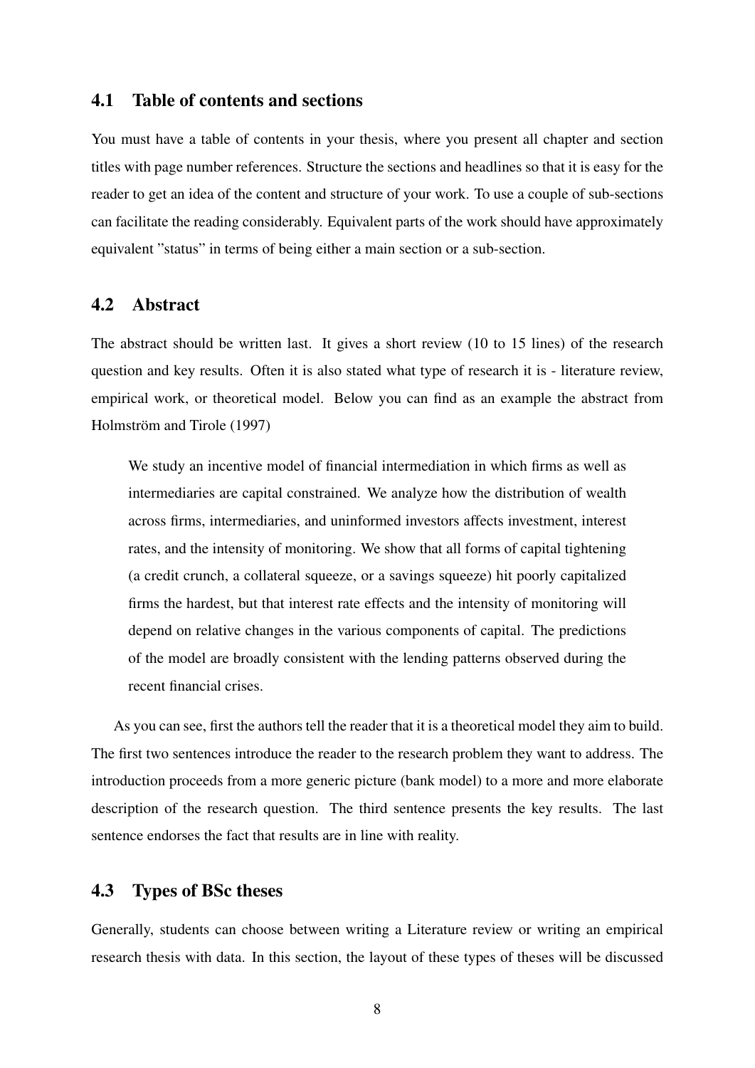## 4.1 Table of contents and sections

You must have a table of contents in your thesis, where you present all chapter and section titles with page number references. Structure the sections and headlines so that it is easy for the reader to get an idea of the content and structure of your work. To use a couple of sub-sections can facilitate the reading considerably. Equivalent parts of the work should have approximately equivalent "status" in terms of being either a main section or a sub-section.

## 4.2 Abstract

The abstract should be written last. It gives a short review (10 to 15 lines) of the research question and key results. Often it is also stated what type of research it is - literature review, empirical work, or theoretical model. Below you can find as an example the abstract from Holmström and Tirole (1997)

> We study an incentive model of financial intermediation in which firms as well as intermediaries are capital constrained. We analyze how the distribution of wealth across firms, intermediaries, and uninformed investors affects investment, interest rates, and the intensity of monitoring. We show that all forms of capital tightening (a credit crunch, a collateral squeeze, or a savings squeeze) hit poorly capitalized firms the hardest, but that interest rate effects and the intensity of monitoring will depend on relative changes in the various components of capital. The predictions of the model are broadly consistent with the lending patterns observed during the recent financial crises.

As you can see, first the authors tell the reader that it is a theoretical model they aim to build. The first two sentences introduce the reader to the research problem they want to address. The introduction proceeds from a more generic picture (bank model) to a more and more elaborate description of the research question. The third sentence presents the key results. The last sentence endorses the fact that results are in line with reality.

## 4.3 Types of BSc theses

Generally, students can choose between writing a Literature review or writing an empirical research thesis with data. In this section, the layout of these types of theses will be discussed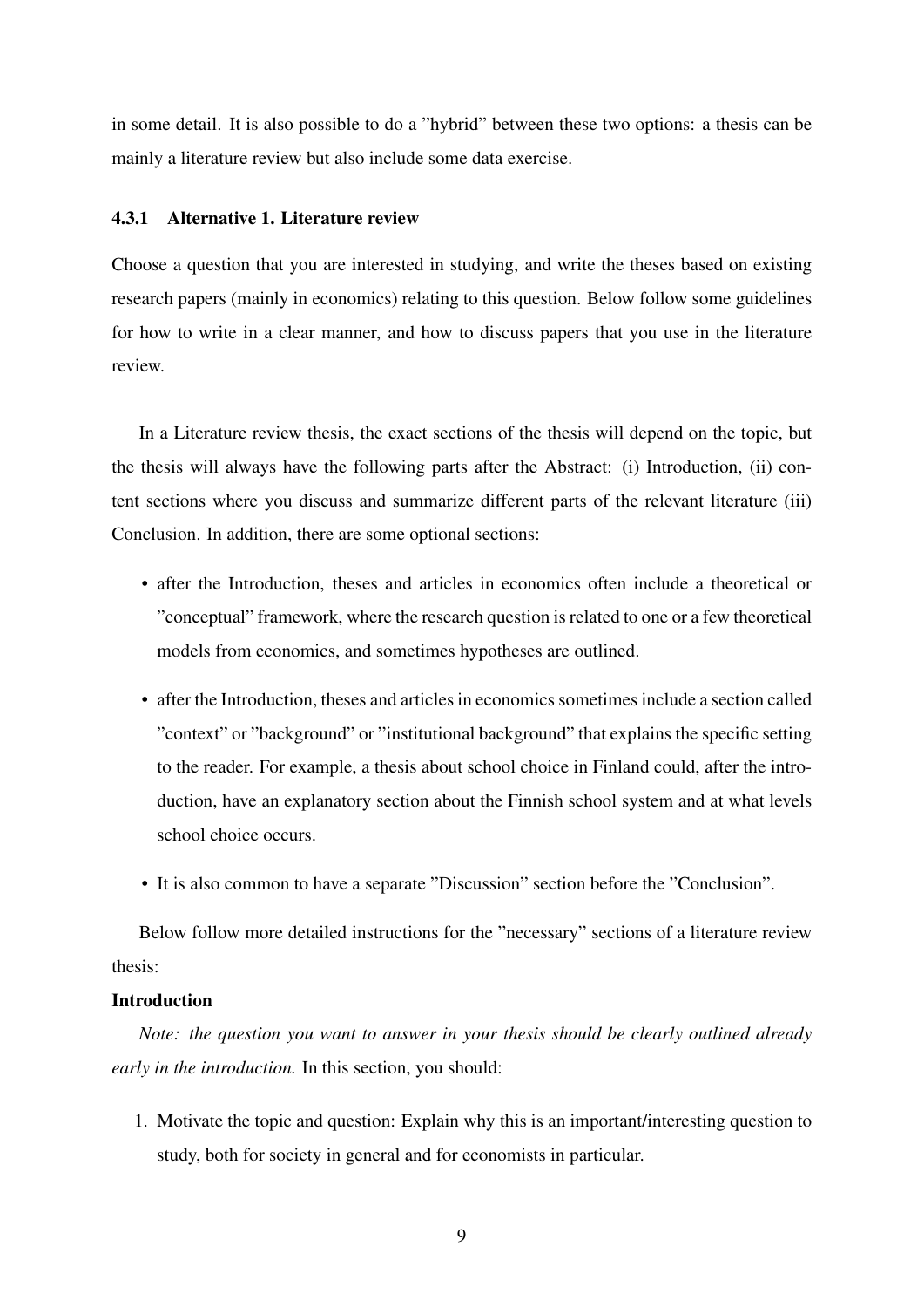in some detail. It is also possible to do a "hybrid" between these two options: a thesis can be mainly a literature review but also include some data exercise.

### 4.3.1 Alternative 1. Literature review

Choose a question that you are interested in studying, and write the theses based on existing research papers (mainly in economics) relating to this question. Below follow some guidelines for how to write in a clear manner, and how to discuss papers that you use in the literature review.

In a Literature review thesis, the exact sections of the thesis will depend on the topic, but the thesis will always have the following parts after the Abstract: (i) Introduction, (ii) content sections where you discuss and summarize different parts of the relevant literature (iii) Conclusion. In addition, there are some optional sections:

- after the Introduction, theses and articles in economics often include a theoretical or "conceptual" framework, where the research question is related to one or a few theoretical models from economics, and sometimes hypotheses are outlined.
- after the Introduction, theses and articles in economics sometimes include a section called "context" or "background" or "institutional background" that explains the specific setting to the reader. For example, a thesis about school choice in Finland could, after the introduction, have an explanatory section about the Finnish school system and at what levels school choice occurs.
- It is also common to have a separate "Discussion" section before the "Conclusion".

Below follow more detailed instructions for the "necessary" sections of a literature review thesis:

**Introduction**

*Note: the question you want to answer in your thesis should be clearly outlined already early in the introduction.* In this section, you should:

1. Motivate the topic and question: Explain why this is an important/interesting question to study, both for society in general and for economists in particular.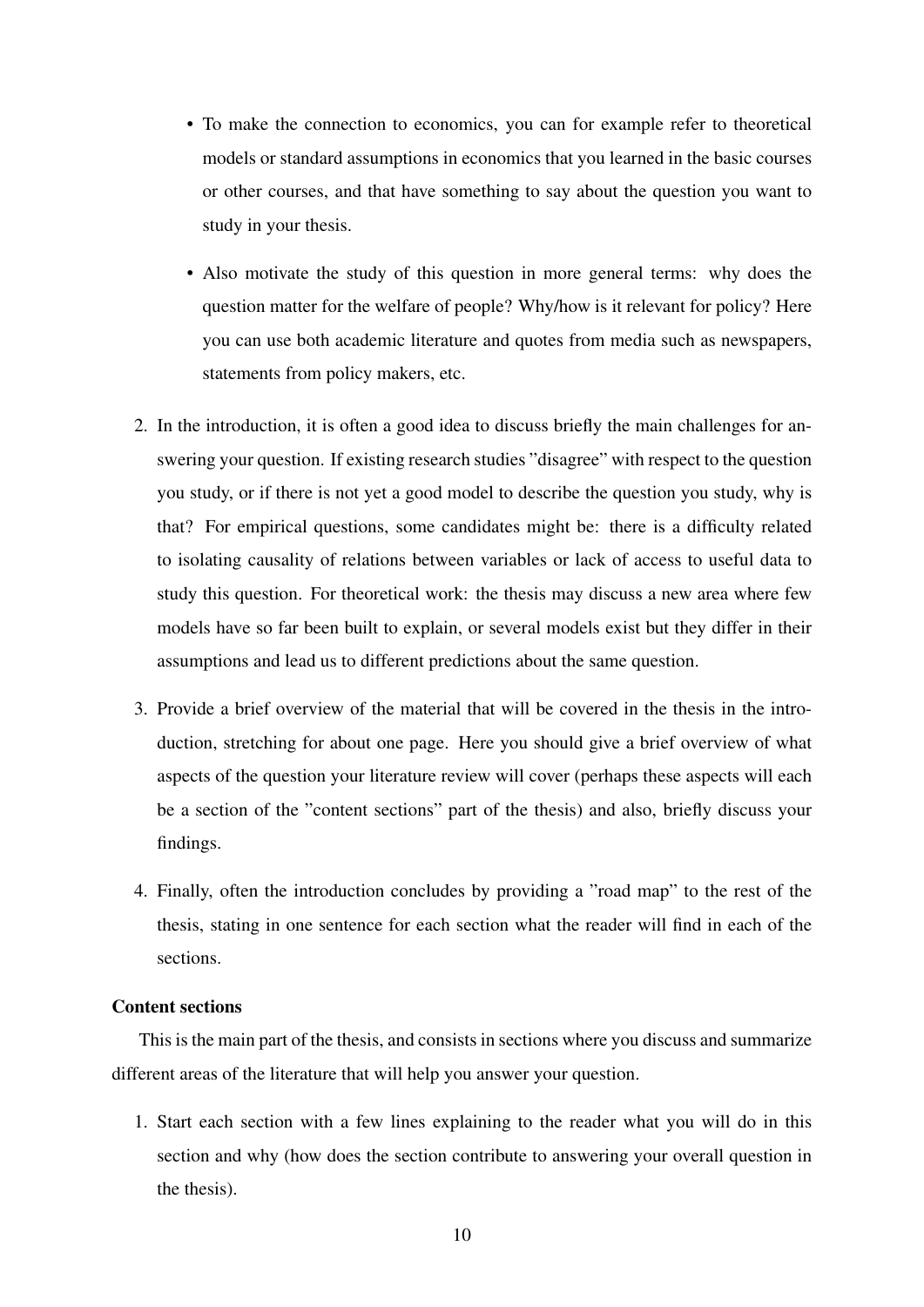- To make the connection to economics, you can for example refer to theoretical models or standard assumptions in economics that you learned in the basic courses or other courses, and that have something to say about the question you want to study in your thesis.
- Also motivate the study of this question in more general terms: why does the question matter for the welfare of people? Why/how is it relevant for policy? Here you can use both academic literature and quotes from media such as newspapers, statements from policy makers, etc.

2. In the introduction, it is often a good idea to discuss briefly the main challenges for answering your question. If existing research studies "disagree" with respect to the question you study, or if there is not yet a good model to describe the question you study, why is that? For empirical questions, some candidates might be: there is a difficulty related to isolating causality of relations between variables or lack of access to useful data to study this question. For theoretical work: the thesis may discuss a new area where few models have so far been built to explain, or several models exist but they differ in their assumptions and lead us to different predictions about the same question.

3. Provide a brief overview of the material that will be covered in the thesis in the introduction, stretching for about one page. Here you should give a brief overview of what aspects of the question your literature review will cover (perhaps these aspects will each be a section of the "content sections" part of the thesis) and also, briefly discuss your findings.

4. Finally, often the introduction concludes by providing a "road map" to the rest of the thesis, stating in one sentence for each section what the reader will find in each of the sections.

**Content sections**

This is the main part of the thesis, and consists in sections where you discuss and summarize different areas of the literature that will help you answer your question.

1. Start each section with a few lines explaining to the reader what you will do in this section and why (how does the section contribute to answering your overall question in the thesis).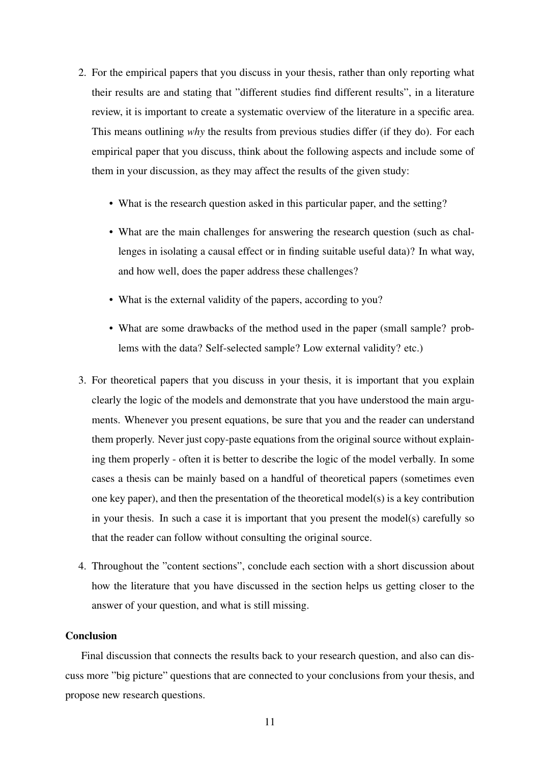2. For the empirical papers that you discuss in your thesis, rather than only reporting what their results are and stating that "different studies find different results", in a literature review, it is important to create a systematic overview of the literature in a specific area. This means outlining *why* the results from previous studies differ (if they do). For each empirical paper that you discuss, think about the following aspects and include some of them in your discussion, as they may affect the results of the given study:

   - What is the research question asked in this particular paper, and the setting?
   - What are the main challenges for answering the research question (such as challenges in isolating a causal effect or in finding suitable useful data)? In what way, and how well, does the paper address these challenges?
   - What is the external validity of the papers, according to you?
   - What are some drawbacks of the method used in the paper (small sample? problems with the data? Self-selected sample? Low external validity? etc.)

3. For theoretical papers that you discuss in your thesis, it is important that you explain clearly the logic of the models and demonstrate that you have understood the main arguments. Whenever you present equations, be sure that you and the reader can understand them properly. Never just copy-paste equations from the original source without explaining them properly - often it is better to describe the logic of the model verbally. In some cases a thesis can be mainly based on a handful of theoretical papers (sometimes even one key paper), and then the presentation of the theoretical model(s) is a key contribution in your thesis. In such a case it is important that you present the model(s) carefully so that the reader can follow without consulting the original source.

4. Throughout the "content sections", conclude each section with a short discussion about how the literature that you have discussed in the section helps us getting closer to the answer of your question, and what is still missing.

**Conclusion**

Final discussion that connects the results back to your research question, and also can discuss more "big picture" questions that are connected to your conclusions from your thesis, and propose new research questions.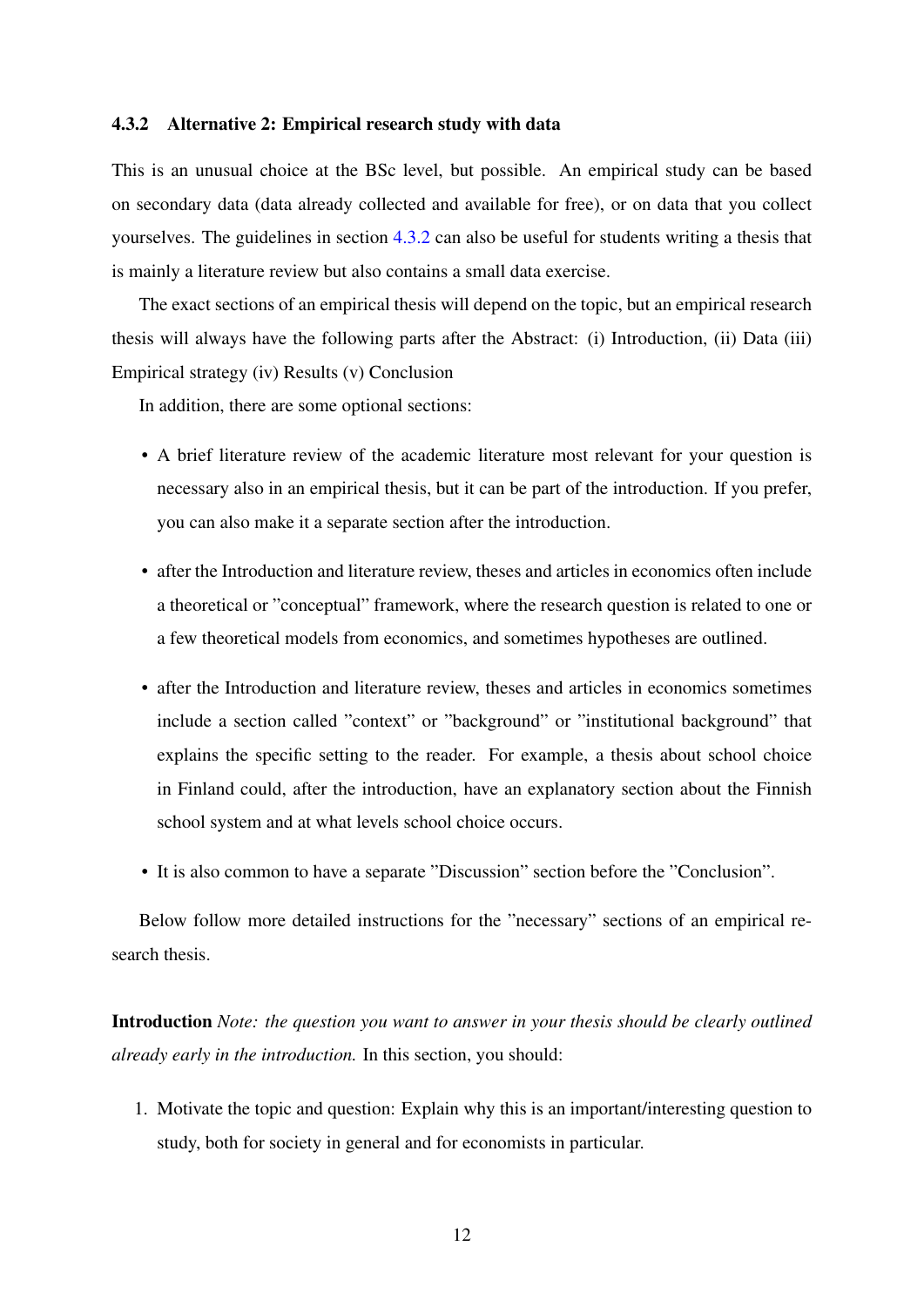### 4.3.2 Alternative 2: Empirical research study with data

This is an unusual choice at the BSc level, but possible. An empirical study can be based on secondary data (data already collected and available for free), or on data that you collect yourselves. The guidelines in section 4.3.2 can also be useful for students writing a thesis that is mainly a literature review but also contains a small data exercise.

The exact sections of an empirical thesis will depend on the topic, but an empirical research thesis will always have the following parts after the Abstract: (i) Introduction, (ii) Data (iii) Empirical strategy (iv) Results (v) Conclusion

In addition, there are some optional sections:

- A brief literature review of the academic literature most relevant for your question is necessary also in an empirical thesis, but it can be part of the introduction. If you prefer, you can also make it a separate section after the introduction.
- after the Introduction and literature review, theses and articles in economics often include a theoretical or "conceptual" framework, where the research question is related to one or a few theoretical models from economics, and sometimes hypotheses are outlined.
- after the Introduction and literature review, theses and articles in economics sometimes include a section called "context" or "background" or "institutional background" that explains the specific setting to the reader. For example, a thesis about school choice in Finland could, after the introduction, have an explanatory section about the Finnish school system and at what levels school choice occurs.
- It is also common to have a separate "Discussion" section before the "Conclusion".

Below follow more detailed instructions for the "necessary" sections of an empirical research thesis.

**Introduction** *Note: the question you want to answer in your thesis should be clearly outlined already early in the introduction.* In this section, you should:

1. Motivate the topic and question: Explain why this is an important/interesting question to study, both for society in general and for economists in particular.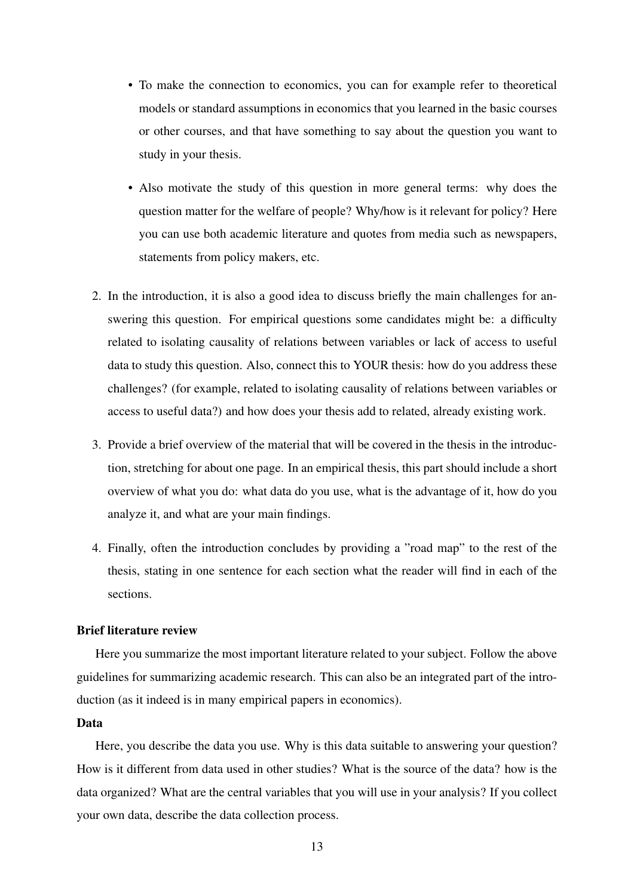- To make the connection to economics, you can for example refer to theoretical models or standard assumptions in economics that you learned in the basic courses or other courses, and that have something to say about the question you want to study in your thesis.
- Also motivate the study of this question in more general terms: why does the question matter for the welfare of people? Why/how is it relevant for policy? Here you can use both academic literature and quotes from media such as newspapers, statements from policy makers, etc.

2. In the introduction, it is also a good idea to discuss briefly the main challenges for answering this question. For empirical questions some candidates might be: a difficulty related to isolating causality of relations between variables or lack of access to useful data to study this question. Also, connect this to YOUR thesis: how do you address these challenges? (for example, related to isolating causality of relations between variables or access to useful data?) and how does your thesis add to related, already existing work.
3. Provide a brief overview of the material that will be covered in the thesis in the introduction, stretching for about one page. In an empirical thesis, this part should include a short overview of what you do: what data do you use, what is the advantage of it, how do you analyze it, and what are your main findings.
4. Finally, often the introduction concludes by providing a "road map" to the rest of the thesis, stating in one sentence for each section what the reader will find in each of the sections.

**Brief literature review**

Here you summarize the most important literature related to your subject. Follow the above guidelines for summarizing academic research. This can also be an integrated part of the introduction (as it indeed is in many empirical papers in economics).

**Data**

Here, you describe the data you use. Why is this data suitable to answering your question? How is it different from data used in other studies? What is the source of the data? how is the data organized? What are the central variables that you will use in your analysis? If you collect your own data, describe the data collection process.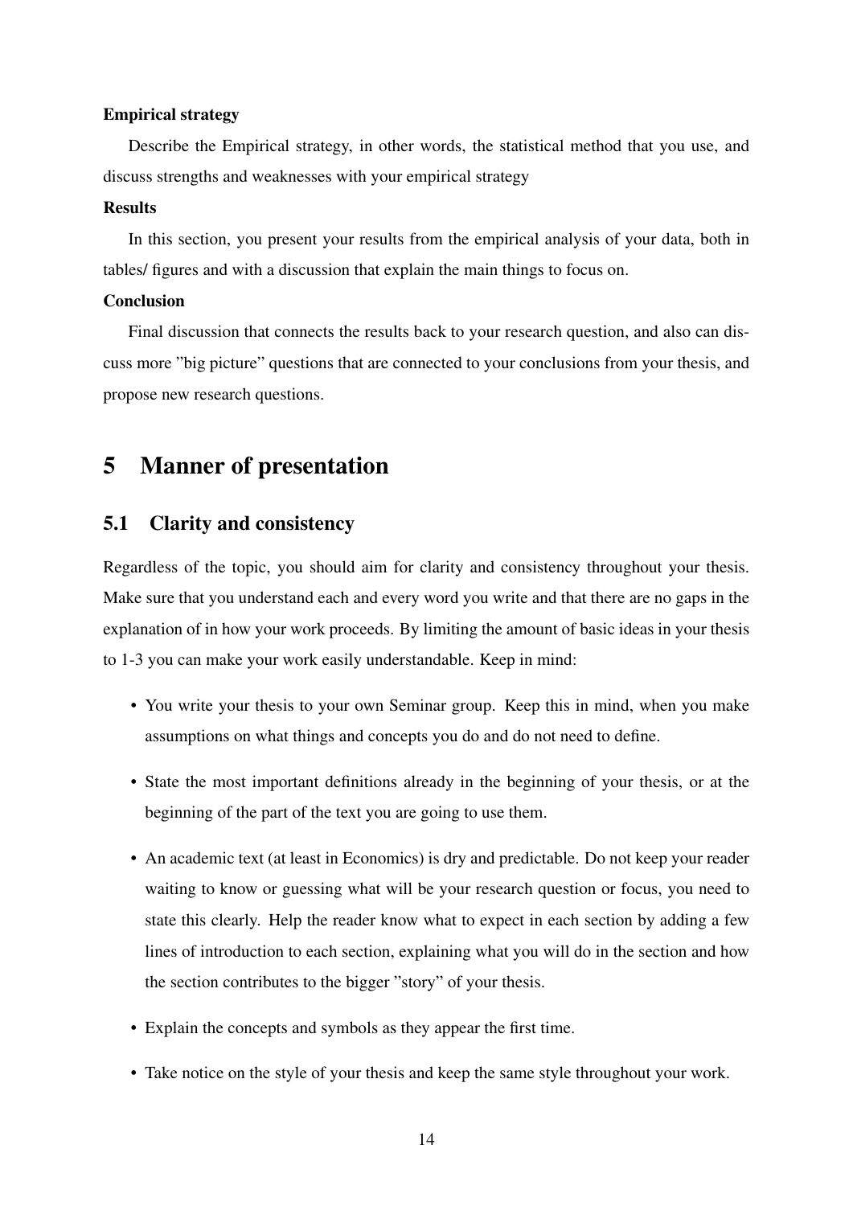**Empirical strategy**

Describe the Empirical strategy, in other words, the statistical method that you use, and discuss strengths and weaknesses with your empirical strategy

**Results**

In this section, you present your results from the empirical analysis of your data, both in tables/ figures and with a discussion that explain the main things to focus on.

**Conclusion**

Final discussion that connects the results back to your research question, and also can discuss more ”big picture” questions that are connected to your conclusions from your thesis, and propose new research questions.

# 5 Manner of presentation

## 5.1 Clarity and consistency

Regardless of the topic, you should aim for clarity and consistency throughout your thesis. Make sure that you understand each and every word you write and that there are no gaps in the explanation of in how your work proceeds. By limiting the amount of basic ideas in your thesis to 1-3 you can make your work easily understandable. Keep in mind:

- You write your thesis to your own Seminar group. Keep this in mind, when you make assumptions on what things and concepts you do and do not need to define.
- State the most important definitions already in the beginning of your thesis, or at the beginning of the part of the text you are going to use them.
- An academic text (at least in Economics) is dry and predictable. Do not keep your reader waiting to know or guessing what will be your research question or focus, you need to state this clearly. Help the reader know what to expect in each section by adding a few lines of introduction to each section, explaining what you will do in the section and how the section contributes to the bigger ”story” of your thesis.
- Explain the concepts and symbols as they appear the first time.
- Take notice on the style of your thesis and keep the same style throughout your work.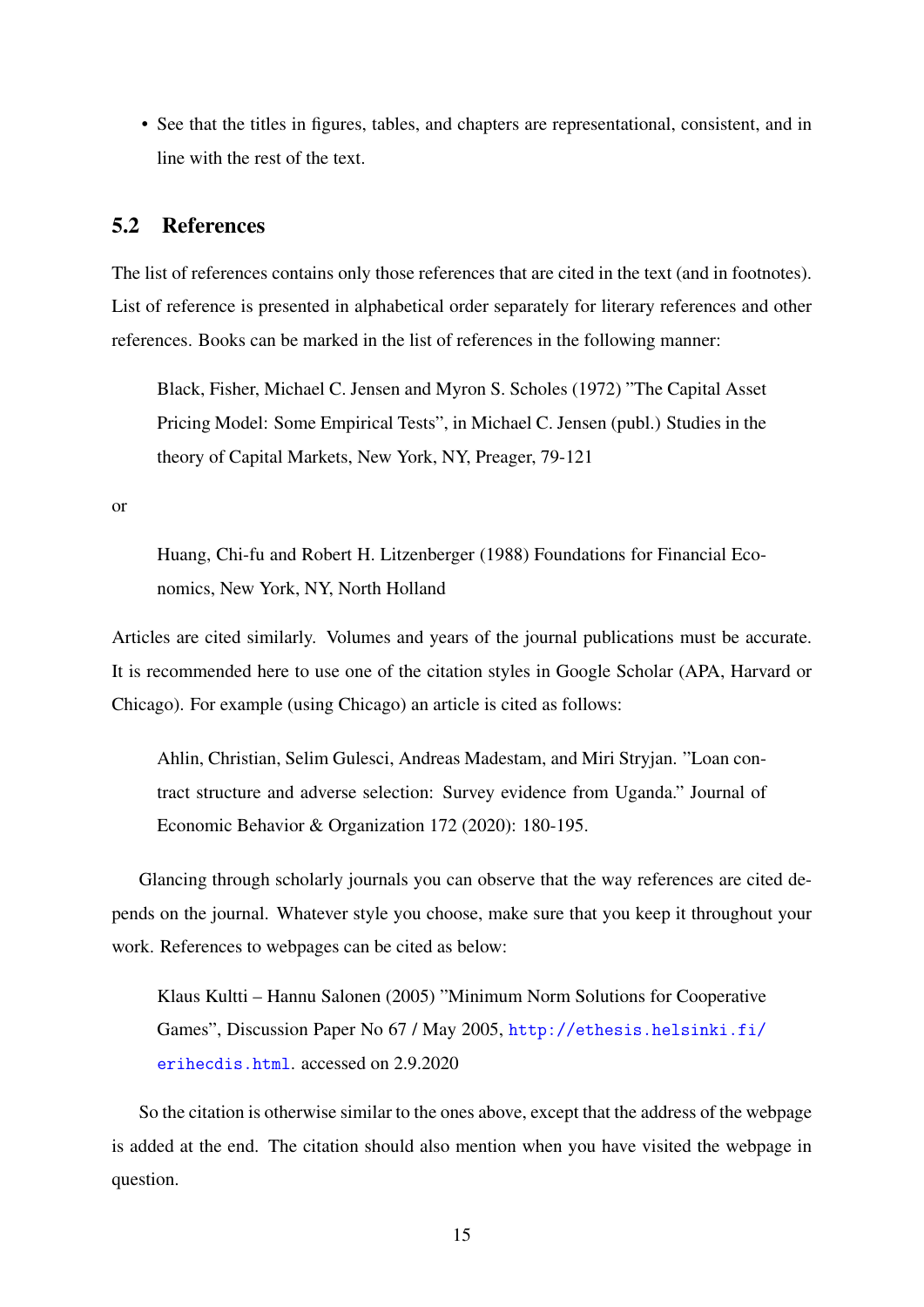- See that the titles in figures, tables, and chapters are representational, consistent, and in line with the rest of the text.

## 5.2 References

The list of references contains only those references that are cited in the text (and in footnotes). List of reference is presented in alphabetical order separately for literary references and other references. Books can be marked in the list of references in the following manner:

> Black, Fisher, Michael C. Jensen and Myron S. Scholes (1972) ”The Capital Asset Pricing Model: Some Empirical Tests”, in Michael C. Jensen (publ.) Studies in the theory of Capital Markets, New York, NY, Preager, 79-121

or

> Huang, Chi-fu and Robert H. Litzenberger (1988) Foundations for Financial Economics, New York, NY, North Holland

Articles are cited similarly. Volumes and years of the journal publications must be accurate. It is recommended here to use one of the citation styles in Google Scholar (APA, Harvard or Chicago). For example (using Chicago) an article is cited as follows:

> Ahlin, Christian, Selim Gulesci, Andreas Madestam, and Miri Stryjan. ”Loan contract structure and adverse selection: Survey evidence from Uganda.” Journal of Economic Behavior & Organization 172 (2020): 180-195.

Glancing through scholarly journals you can observe that the way references are cited depends on the journal. Whatever style you choose, make sure that you keep it throughout your work. References to webpages can be cited as below:

> Klaus Kultti – Hannu Salonen (2005) ”Minimum Norm Solutions for Cooperative Games”, Discussion Paper No 67 / May 2005, http://ethesis.helsinki.fi/erihecdis.html. accessed on 2.9.2020

So the citation is otherwise similar to the ones above, except that the address of the webpage is added at the end. The citation should also mention when you have visited the webpage in question.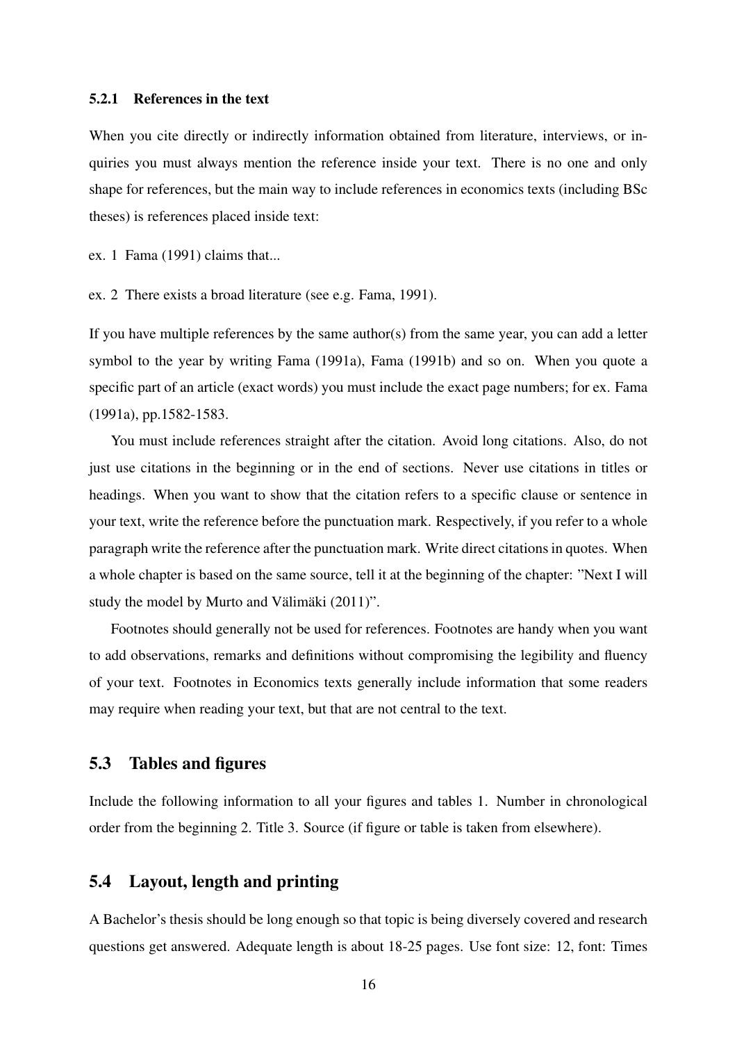### 5.2.1 References in the text

When you cite directly or indirectly information obtained from literature, interviews, or inquiries you must always mention the reference inside your text. There is no one and only shape for references, but the main way to include references in economics texts (including BSc theses) is references placed inside text:

ex. 1 Fama (1991) claims that...

ex. 2 There exists a broad literature (see e.g. Fama, 1991).

If you have multiple references by the same author(s) from the same year, you can add a letter symbol to the year by writing Fama (1991a), Fama (1991b) and so on. When you quote a specific part of an article (exact words) you must include the exact page numbers; for ex. Fama (1991a), pp.1582-1583.

You must include references straight after the citation. Avoid long citations. Also, do not just use citations in the beginning or in the end of sections. Never use citations in titles or headings. When you want to show that the citation refers to a specific clause or sentence in your text, write the reference before the punctuation mark. Respectively, if you refer to a whole paragraph write the reference after the punctuation mark. Write direct citations in quotes. When a whole chapter is based on the same source, tell it at the beginning of the chapter: "Next I will study the model by Murto and Välimäki (2011)".

Footnotes should generally not be used for references. Footnotes are handy when you want to add observations, remarks and definitions without compromising the legibility and fluency of your text. Footnotes in Economics texts generally include information that some readers may require when reading your text, but that are not central to the text.

## 5.3 Tables and figures

Include the following information to all your figures and tables 1. Number in chronological order from the beginning 2. Title 3. Source (if figure or table is taken from elsewhere).

## 5.4 Layout, length and printing

A Bachelor's thesis should be long enough so that topic is being diversely covered and research questions get answered. Adequate length is about 18-25 pages. Use font size: 12, font: Times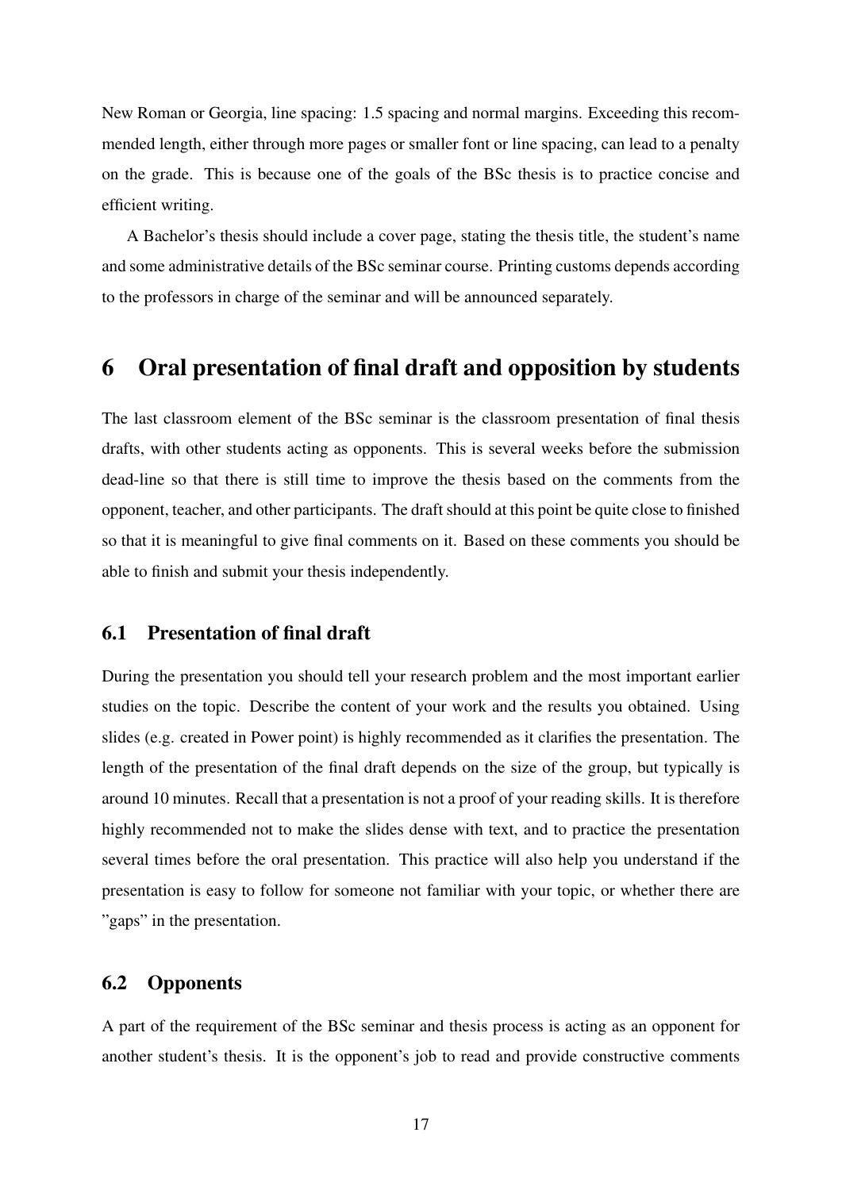New Roman or Georgia, line spacing: 1.5 spacing and normal margins. Exceeding this recommended length, either through more pages or smaller font or line spacing, can lead to a penalty on the grade. This is because one of the goals of the BSc thesis is to practice concise and efficient writing.

A Bachelor's thesis should include a cover page, stating the thesis title, the student's name and some administrative details of the BSc seminar course. Printing customs depends according to the professors in charge of the seminar and will be announced separately.

# 6 Oral presentation of final draft and opposition by students

The last classroom element of the BSc seminar is the classroom presentation of final thesis drafts, with other students acting as opponents. This is several weeks before the submission dead-line so that there is still time to improve the thesis based on the comments from the opponent, teacher, and other participants. The draft should at this point be quite close to finished so that it is meaningful to give final comments on it. Based on these comments you should be able to finish and submit your thesis independently.

## 6.1 Presentation of final draft

During the presentation you should tell your research problem and the most important earlier studies on the topic. Describe the content of your work and the results you obtained. Using slides (e.g. created in Power point) is highly recommended as it clarifies the presentation. The length of the presentation of the final draft depends on the size of the group, but typically is around 10 minutes. Recall that a presentation is not a proof of your reading skills. It is therefore highly recommended not to make the slides dense with text, and to practice the presentation several times before the oral presentation. This practice will also help you understand if the presentation is easy to follow for someone not familiar with your topic, or whether there are "gaps" in the presentation.

## 6.2 Opponents

A part of the requirement of the BSc seminar and thesis process is acting as an opponent for another student's thesis. It is the opponent's job to read and provide constructive comments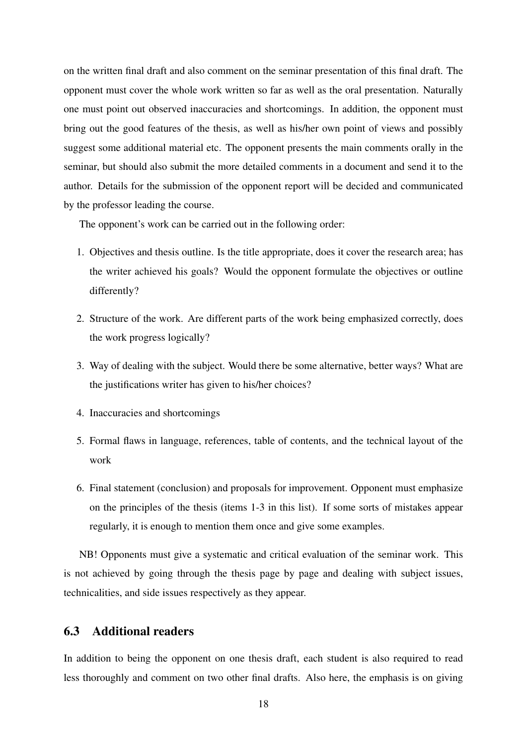on the written final draft and also comment on the seminar presentation of this final draft. The opponent must cover the whole work written so far as well as the oral presentation. Naturally one must point out observed inaccuracies and shortcomings. In addition, the opponent must bring out the good features of the thesis, as well as his/her own point of views and possibly suggest some additional material etc. The opponent presents the main comments orally in the seminar, but should also submit the more detailed comments in a document and send it to the author. Details for the submission of the opponent report will be decided and communicated by the professor leading the course.

The opponent's work can be carried out in the following order:

1. Objectives and thesis outline. Is the title appropriate, does it cover the research area; has the writer achieved his goals? Would the opponent formulate the objectives or outline differently?
2. Structure of the work. Are different parts of the work being emphasized correctly, does the work progress logically?
3. Way of dealing with the subject. Would there be some alternative, better ways? What are the justifications writer has given to his/her choices?
4. Inaccuracies and shortcomings
5. Formal flaws in language, references, table of contents, and the technical layout of the work
6. Final statement (conclusion) and proposals for improvement. Opponent must emphasize on the principles of the thesis (items 1-3 in this list). If some sorts of mistakes appear regularly, it is enough to mention them once and give some examples.

NB! Opponents must give a systematic and critical evaluation of the seminar work. This is not achieved by going through the thesis page by page and dealing with subject issues, technicalities, and side issues respectively as they appear.

## 6.3 Additional readers

In addition to being the opponent on one thesis draft, each student is also required to read less thoroughly and comment on two other final drafts. Also here, the emphasis is on giving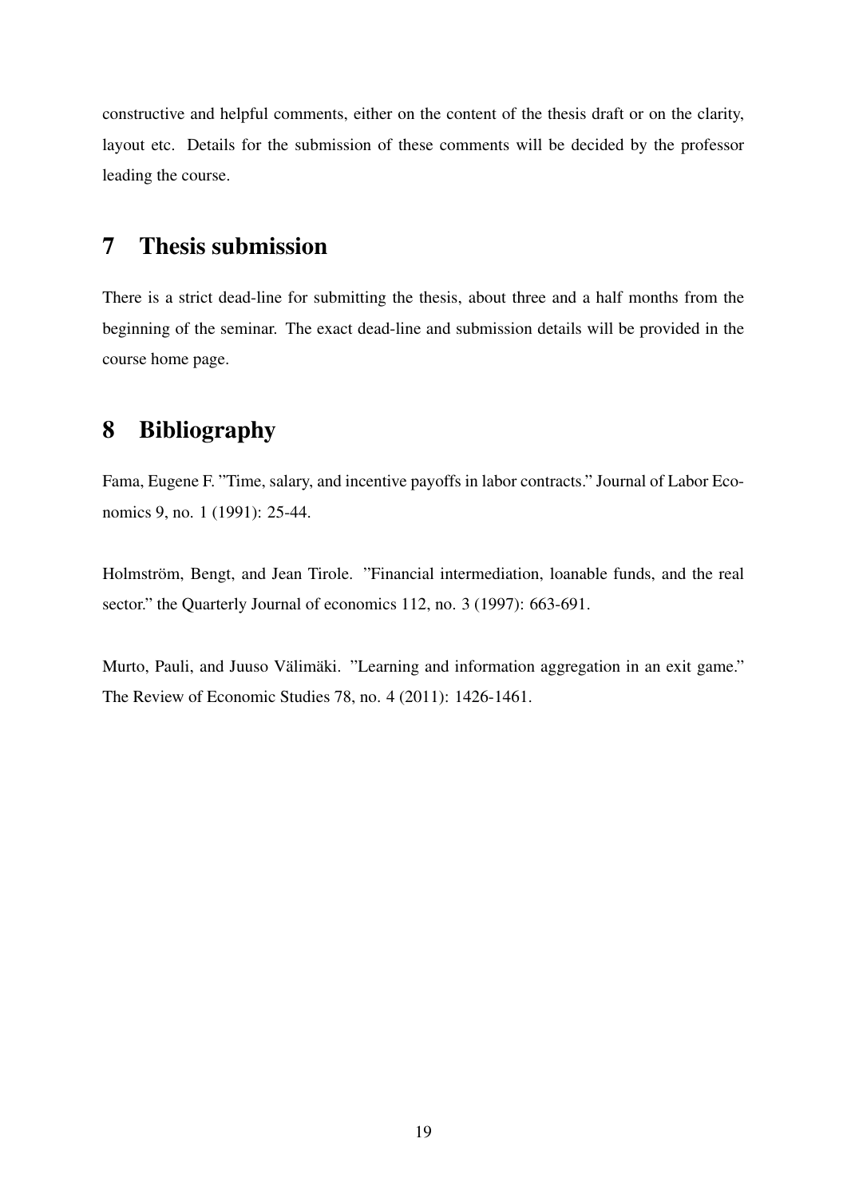constructive and helpful comments, either on the content of the thesis draft or on the clarity, layout etc. Details for the submission of these comments will be decided by the professor leading the course.

## 7 Thesis submission

There is a strict dead-line for submitting the thesis, about three and a half months from the beginning of the seminar. The exact dead-line and submission details will be provided in the course home page.

## 8 Bibliography

Fama, Eugene F. ”Time, salary, and incentive payoffs in labor contracts.” Journal of Labor Economics 9, no. 1 (1991): 25-44.

Holmström, Bengt, and Jean Tirole. ”Financial intermediation, loanable funds, and the real sector.” the Quarterly Journal of economics 112, no. 3 (1997): 663-691.

Murto, Pauli, and Juuso Välimäki. ”Learning and information aggregation in an exit game.” The Review of Economic Studies 78, no. 4 (2011): 1426-1461.